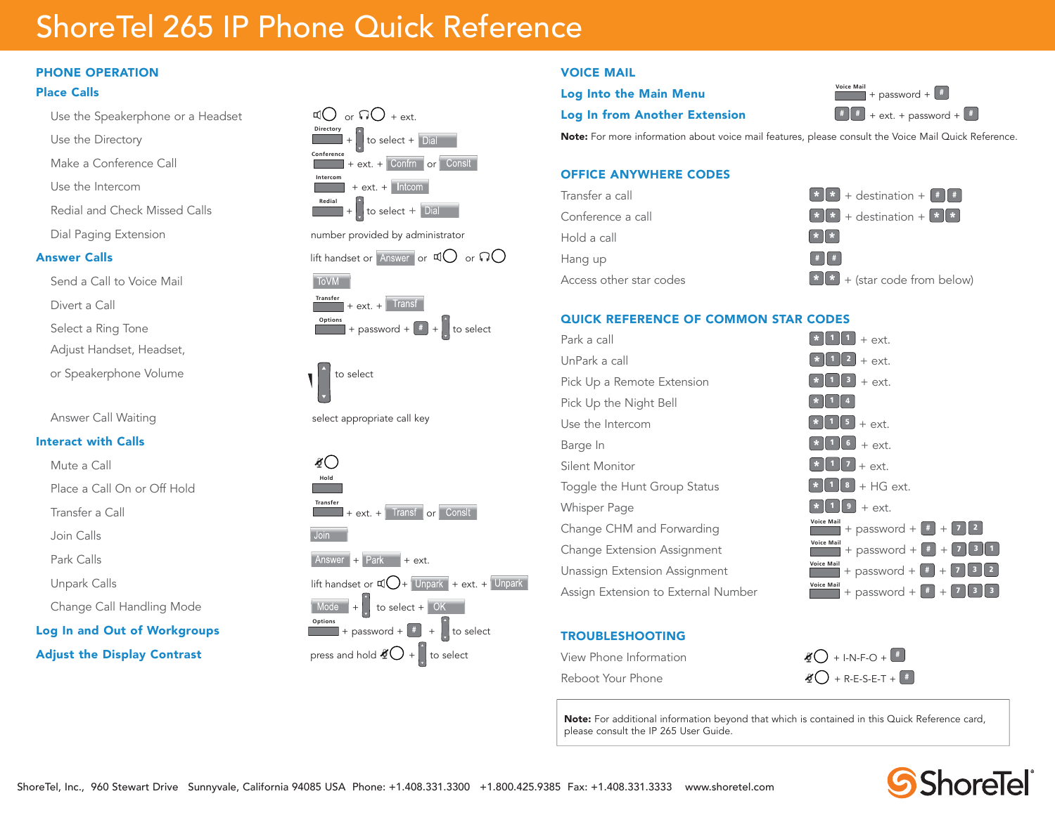# ShoreTel 265 IP Phone Quick Reference

## PHONE OPERATION

### Place Calls

| | |
|---|---|
| Use the Speakerphone or a Headset | (speaker) or (headset) + ext. |
| Use the Directory | Directory + (scroll) to select + Dial |
| Make a Conference Call | Conference + ext. + Confrn or Conslt |
| Use the Intercom | Intercom + ext. + Intcom |
| Redial and Check Missed Calls | Redial + (scroll) to select + Dial |
| Dial Paging Extension | number provided by administrator |

### Answer Calls

| | |
|---|---|
| | lift handset or Answer or (speaker) or (headset) |
| Send a Call to Voice Mail | ToVM |
| Divert a Call | Transfer + ext. + Transf |
| Select a Ring Tone | Options + password + # + (scroll) to select |
| Adjust Handset, Headset, or Speakerphone Volume | (volume) to select |
| Answer Call Waiting | select appropriate call key |

### Interact with Calls

| | |
|---|---|
| Mute a Call | (mute) |
| Place a Call On or Off Hold | Hold |
| Transfer a Call | Transfer + ext. + Transf or Conslt |
| Join Calls | Join |
| Park Calls | Answer + Park + ext. |
| Unpark Calls | lift handset or (speaker) + Unpark + ext. + Unpark |
| Change Call Handling Mode | Mode + (scroll) to select + OK |

### Log In and Out of Workgroups

Options + password + # + (scroll) to select

### Adjust the Display Contrast

press and hold (mute) + (scroll) to select

## VOICE MAIL

| | |
|---|---|
| Log Into the Main Menu | Voice Mail + password + # |
| Log In from Another Extension | # # + ext. + password + # |

**Note:** For more information about voice mail features, please consult the Voice Mail Quick Reference.

## OFFICE ANYWHERE CODES

| | |
|---|---|
| Transfer a call | * * + destination + # # |
| Conference a call | * * + destination + * * |
| Hold a call | * * |
| Hang up | # # |
| Access other star codes | * * + (star code from below) |

## QUICK REFERENCE OF COMMON STAR CODES

| | |
|---|---|
| Park a call | * 1 1 + ext. |
| UnPark a call | * 1 2 + ext. |
| Pick Up a Remote Extension | * 1 3 + ext. |
| Pick Up the Night Bell | * 1 4 |
| Use the Intercom | * 1 5 + ext. |
| Barge In | * 1 6 + ext. |
| Silent Monitor | * 1 7 + ext. |
| Toggle the Hunt Group Status | * 1 8 + HG ext. |
| Whisper Page | * 1 9 + ext. |
| Change CHM and Forwarding | Voice Mail + password + # + 7 2 |
| Change Extension Assignment | Voice Mail + password + # + 7 3 1 |
| Unassign Extension Assignment | Voice Mail + password + # + 7 3 2 |
| Assign Extension to External Number | Voice Mail + password + # + 7 3 3 |

## TROUBLESHOOTING

| | |
|---|---|
| View Phone Information | (mute) + I-N-F-O + # |
| Reboot Your Phone | (mute) + R-E-S-E-T + # |

**Note:** For additional information beyond that which is contained in this Quick Reference card, please consult the IP 265 User Guide.

ShoreTel, Inc., 960 Stewart Drive Sunnyvale, California 94085 USA Phone: +1.408.331.3300 +1.800.425.9385 Fax: +1.408.331.3333 www.shoretel.com

ShoreTel®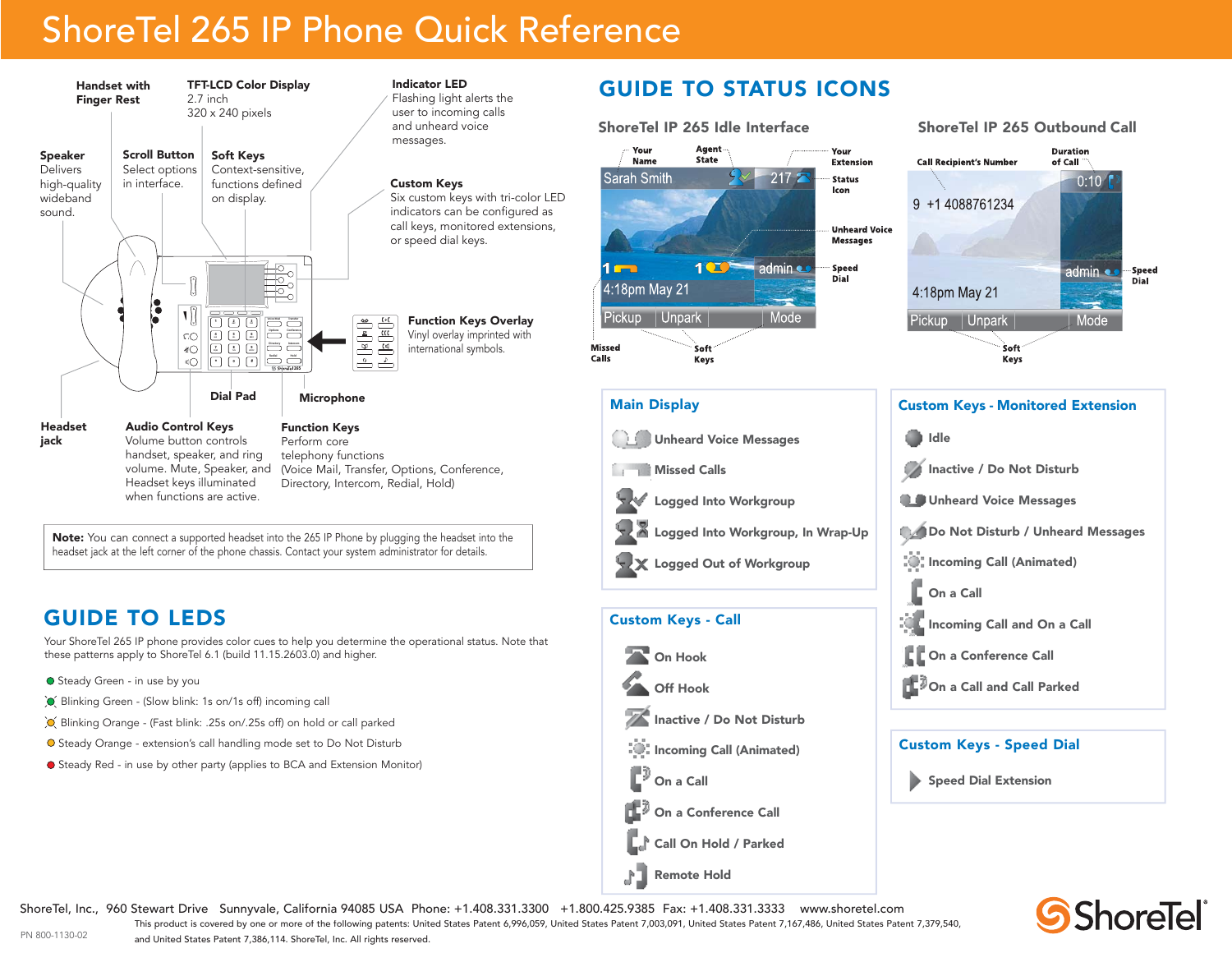# ShoreTel 265 IP Phone Quick Reference

**Handset with Finger Rest**

**TFT-LCD Color Display**
2.7 inch
320 x 240 pixels

**Indicator LED**
Flashing light alerts the user to incoming calls and unheard voice messages.

**Speaker**
Delivers high-quality wideband sound.

**Scroll Button**
Select options in interface.

**Soft Keys**
Context-sensitive, functions defined on display.

**Custom Keys**
Six custom keys with tri-color LED indicators can be configured as call keys, monitored extensions, or speed dial keys.

**Function Keys Overlay**
Vinyl overlay imprinted with international symbols.

**Dial Pad**

**Microphone**

**Headset jack**

**Audio Control Keys**
Volume button controls handset, speaker, and ring volume. Mute, Speaker, and Headset keys illuminated when functions are active.

**Function Keys**
Perform core telephony functions (Voice Mail, Transfer, Options, Conference, Directory, Intercom, Redial, Hold)

**Note:** You can connect a supported headset into the 265 IP Phone by plugging the headset into the headset jack at the left corner of the phone chassis. Contact your system administrator for details.

## GUIDE TO LEDS

Your ShoreTel 265 IP phone provides color cues to help you determine the operational status. Note that these patterns apply to ShoreTel 6.1 (build 11.15.2603.0) and higher.

- Steady Green - in use by you
- Blinking Green - (Slow blink: 1s on/1s off) incoming call
- Blinking Orange - (Fast blink: .25s on/.25s off) on hold or call parked
- Steady Orange - extension's call handling mode set to Do Not Disturb
- Steady Red - in use by other party (applies to BCA and Extension Monitor)

## GUIDE TO STATUS ICONS

### ShoreTel IP 265 Idle Interface

Your Name
Agent State
Your Extension
Status Icon
Unheard Voice Messages
Speed Dial
Missed Calls
Soft Keys

Sarah Smith
217
1
1
admin
4:18pm May 21
Pickup | Unpark | Mode

### ShoreTel IP 265 Outbound Call

Call Recipient's Number
Duration of Call
Speed Dial
Soft Keys

0:10
9 +1 4088761234
admin
4:18pm May 21
Pickup | Unpark | Mode

### Main Display

- Unheard Voice Messages
- Missed Calls
- Logged Into Workgroup
- Logged Into Workgroup, In Wrap-Up
- Logged Out of Workgroup

### Custom Keys - Call

- On Hook
- Off Hook
- Inactive / Do Not Disturb
- Incoming Call (Animated)
- On a Call
- On a Conference Call
- Call On Hold / Parked
- Remote Hold

### Custom Keys - Monitored Extension

- Idle
- Inactive / Do Not Disturb
- Unheard Voice Messages
- Do Not Disturb / Unheard Messages
- Incoming Call (Animated)
- On a Call
- Incoming Call and On a Call
- On a Conference Call
- On a Call and Call Parked

### Custom Keys - Speed Dial

- Speed Dial Extension

ShoreTel, Inc., 960 Stewart Drive Sunnyvale, California 94085 USA Phone: +1.408.331.3300 +1.800.425.9385 Fax: +1.408.331.3333 www.shoretel.com

This product is covered by one or more of the following patents: United States Patent 6,996,059, United States Patent 7,003,091, United States Patent 7,167,486, United States Patent 7,379,540, and United States Patent 7,386,114. ShoreTel, Inc. All rights reserved.

PN 800-1130-02

ShoreTel®